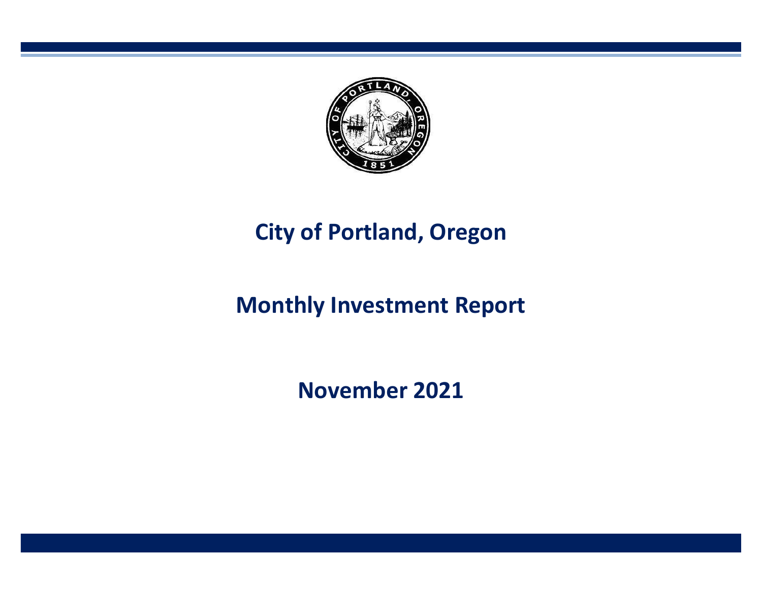# City of Portland, Oregon

## Monthly Investment Report

## November 2021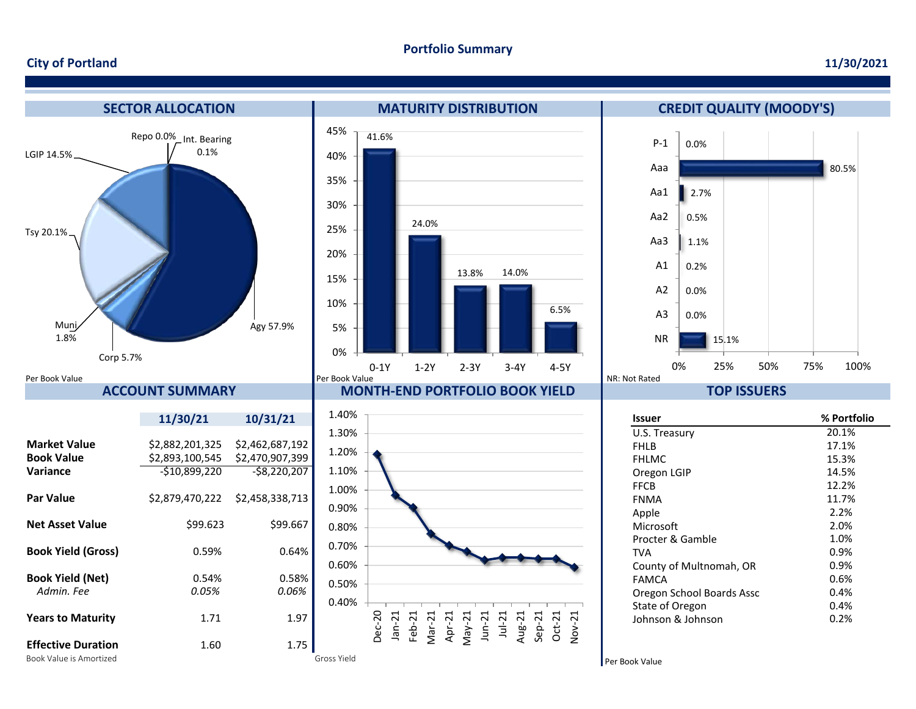# Portfolio Summary

**City of Portland** — **11/30/2021**

## SECTOR ALLOCATION

| Sector | % |
|---|---|
| Agy | 57.9% |
| Tsy | 20.1% |
| LGIP | 14.5% |
| Corp | 5.7% |
| Muni | 1.8% |
| Int. Bearing | 0.1% |
| Repo | 0.0% |

Per Book Value

## MATURITY DISTRIBUTION

| Maturity | % |
|---|---|
| 0-1Y | 41.6% |
| 1-2Y | 24.0% |
| 2-3Y | 13.8% |
| 3-4Y | 14.0% |
| 4-5Y | 6.5% |

Per Book Value

## CREDIT QUALITY (MOODY'S)

| Rating | % |
|---|---|
| P-1 | 0.0% |
| Aaa | 80.5% |
| Aa1 | 2.7% |
| Aa2 | 0.5% |
| Aa3 | 1.1% |
| A1 | 0.2% |
| A2 | 0.0% |
| A3 | 0.0% |
| NR | 15.1% |

NR: Not Rated

## ACCOUNT SUMMARY

| | 11/30/21 | 10/31/21 |
|---|---|---|
| **Market Value** | $2,882,201,325 | $2,462,687,192 |
| **Book Value** | $2,893,100,545 | $2,470,907,399 |
| **Variance** | -$10,899,220 | -$8,220,207 |
| **Par Value** | $2,879,470,222 | $2,458,338,713 |
| **Net Asset Value** | $99.623 | $99.667 |
| **Book Yield (Gross)** | 0.59% | 0.64% |
| **Book Yield (Net)** | 0.54% | 0.58% |
| *Admin. Fee* | *0.05%* | *0.06%* |
| **Years to Maturity** | 1.71 | 1.97 |
| **Effective Duration** | 1.60 | 1.75 |

Book Value is Amortized

## MONTH-END PORTFOLIO BOOK YIELD

| Month | Yield (approx.) |
|---|---|
| Dec-20 | 1.19% |
| Jan-21 | 0.97% |
| Feb-21 | 0.91% |
| Mar-21 | 0.77% |
| Apr-21 | 0.71% |
| May-21 | 0.67% |
| Jun-21 | 0.63% |
| Jul-21 | 0.64% |
| Aug-21 | 0.64% |
| Sep-21 | 0.64% |
| Oct-21 | 0.64% |
| Nov-21 | 0.59% |

Gross Yield

## TOP ISSUERS

| Issuer | % Portfolio |
|---|---|
| U.S. Treasury | 20.1% |
| FHLB | 17.1% |
| FHLMC | 15.3% |
| Oregon LGIP | 14.5% |
| FFCB | 12.2% |
| FNMA | 11.7% |
| Apple | 2.2% |
| Microsoft | 2.0% |
| Procter & Gamble | 1.0% |
| TVA | 0.9% |
| County of Multnomah, OR | 0.9% |
| FAMCA | 0.6% |
| Oregon School Boards Assc | 0.4% |
| State of Oregon | 0.4% |
| Johnson & Johnson | 0.2% |

Per Book Value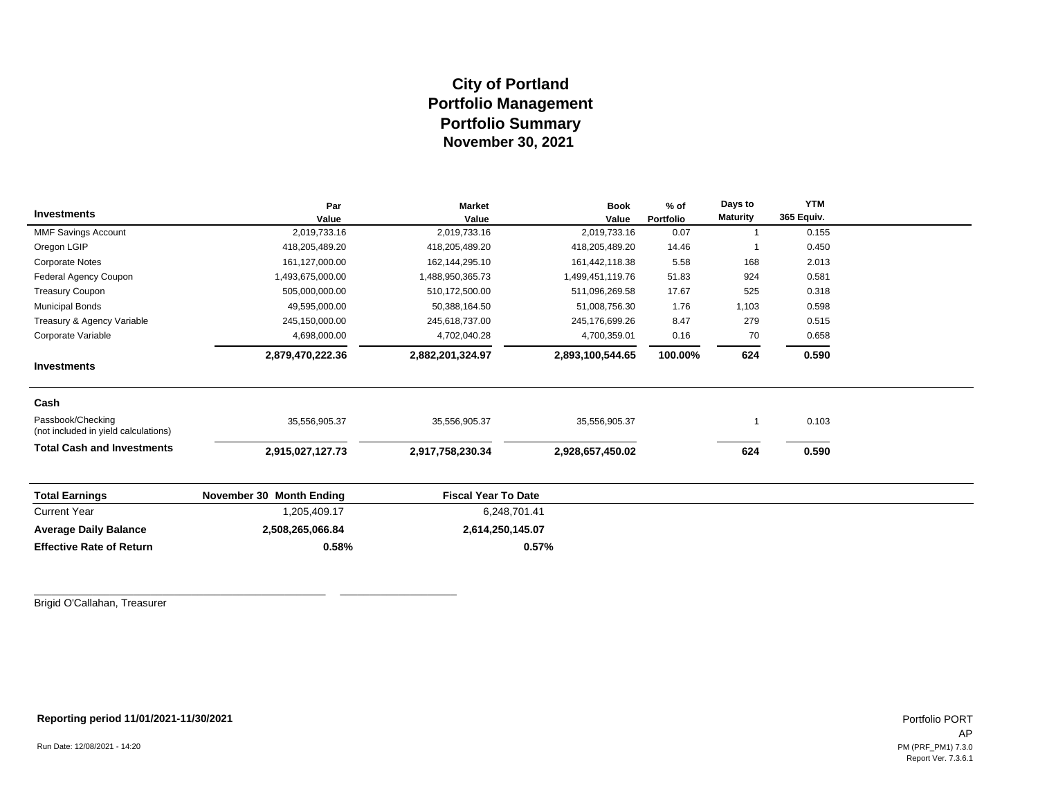# City of Portland
## Portfolio Management
## Portfolio Summary
### November 30, 2021

| Investments | Par Value | Market Value | Book Value | % of Portfolio | Days to Maturity | YTM 365 Equiv. |
|---|---|---|---|---|---|---|
| MMF Savings Account | 2,019,733.16 | 2,019,733.16 | 2,019,733.16 | 0.07 | 1 | 0.155 |
| Oregon LGIP | 418,205,489.20 | 418,205,489.20 | 418,205,489.20 | 14.46 | 1 | 0.450 |
| Corporate Notes | 161,127,000.00 | 162,144,295.10 | 161,442,118.38 | 5.58 | 168 | 2.013 |
| Federal Agency Coupon | 1,493,675,000.00 | 1,488,950,365.73 | 1,499,451,119.76 | 51.83 | 924 | 0.581 |
| Treasury Coupon | 505,000,000.00 | 510,172,500.00 | 511,096,269.58 | 17.67 | 525 | 0.318 |
| Municipal Bonds | 49,595,000.00 | 50,388,164.50 | 51,008,756.30 | 1.76 | 1,103 | 0.598 |
| Treasury & Agency Variable | 245,150,000.00 | 245,618,737.00 | 245,176,699.26 | 8.47 | 279 | 0.515 |
| Corporate Variable | 4,698,000.00 | 4,702,040.28 | 4,700,359.01 | 0.16 | 70 | 0.658 |
| **Investments** | **2,879,470,222.36** | **2,882,201,324.97** | **2,893,100,544.65** | **100.00%** | **624** | **0.590** |
| **Cash** | | | | | | |
| Passbook/Checking (not included in yield calculations) | 35,556,905.37 | 35,556,905.37 | 35,556,905.37 | | 1 | 0.103 |
| **Total Cash and Investments** | **2,915,027,127.73** | **2,917,758,230.34** | **2,928,657,450.02** | | **624** | **0.590** |

| Total Earnings | November 30 Month Ending | Fiscal Year To Date |
|---|---|---|
| Current Year | 1,205,409.17 | 6,248,701.41 |
| **Average Daily Balance** | **2,508,265,066.84** | **2,614,250,145.07** |
| **Effective Rate of Return** | **0.58%** | **0.57%** |

Brigid O'Callahan, Treasurer

**Reporting period 11/01/2021-11/30/2021**

Run Date: 12/08/2021 - 14:20

Portfolio PORT
AP
PM (PRF_PM1) 7.3.0
Report Ver. 7.3.6.1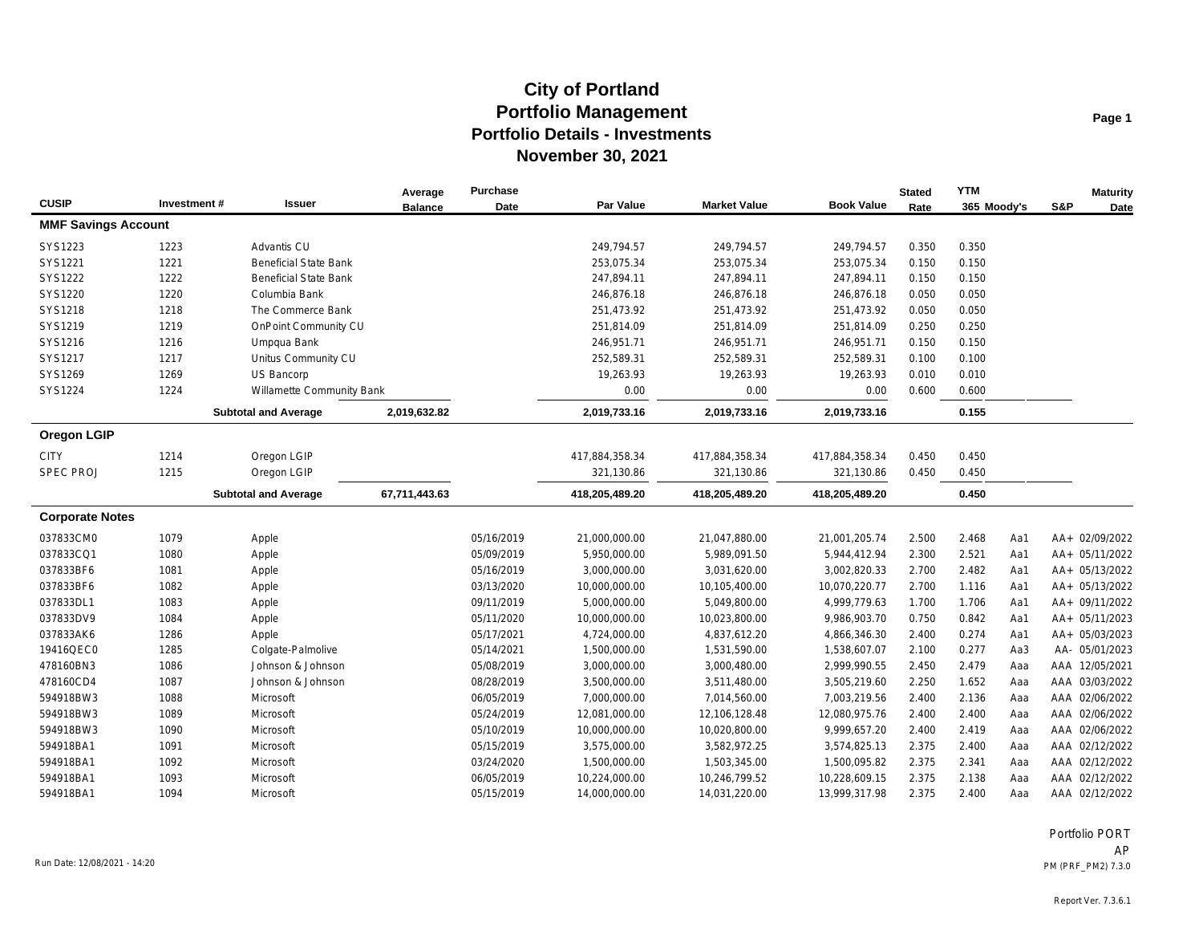# City of Portland
## Portfolio Management
## Portfolio Details - Investments
## November 30, 2021

| CUSIP | Investment # | Issuer | Average Balance | Purchase Date | Par Value | Market Value | Book Value | Stated Rate | YTM 365 | Moody's | S&P | Maturity Date |
|---|---|---|---|---|---|---|---|---|---|---|---|---|
| **MMF Savings Account** | | | | | | | | | | | | |
| SYS1223 | 1223 | Advantis CU | | | 249,794.57 | 249,794.57 | 249,794.57 | 0.350 | 0.350 | | | |
| SYS1221 | 1221 | Beneficial State Bank | | | 253,075.34 | 253,075.34 | 253,075.34 | 0.150 | 0.150 | | | |
| SYS1222 | 1222 | Beneficial State Bank | | | 247,894.11 | 247,894.11 | 247,894.11 | 0.150 | 0.150 | | | |
| SYS1220 | 1220 | Columbia Bank | | | 246,876.18 | 246,876.18 | 246,876.18 | 0.050 | 0.050 | | | |
| SYS1218 | 1218 | The Commerce Bank | | | 251,473.92 | 251,473.92 | 251,473.92 | 0.050 | 0.050 | | | |
| SYS1219 | 1219 | OnPoint Community CU | | | 251,814.09 | 251,814.09 | 251,814.09 | 0.250 | 0.250 | | | |
| SYS1216 | 1216 | Umpqua Bank | | | 246,951.71 | 246,951.71 | 246,951.71 | 0.150 | 0.150 | | | |
| SYS1217 | 1217 | Unitus Community CU | | | 252,589.31 | 252,589.31 | 252,589.31 | 0.100 | 0.100 | | | |
| SYS1269 | 1269 | US Bancorp | | | 19,263.93 | 19,263.93 | 19,263.93 | 0.010 | 0.010 | | | |
| SYS1224 | 1224 | Willamette Community Bank | | | 0.00 | 0.00 | 0.00 | 0.600 | 0.600 | | | |
| | | **Subtotal and Average** | **2,019,632.82** | | **2,019,733.16** | **2,019,733.16** | **2,019,733.16** | | **0.155** | | | |
| **Oregon LGIP** | | | | | | | | | | | | |
| CITY | 1214 | Oregon LGIP | | | 417,884,358.34 | 417,884,358.34 | 417,884,358.34 | 0.450 | 0.450 | | | |
| SPEC PROJ | 1215 | Oregon LGIP | | | 321,130.86 | 321,130.86 | 321,130.86 | 0.450 | 0.450 | | | |
| | | **Subtotal and Average** | **67,711,443.63** | | **418,205,489.20** | **418,205,489.20** | **418,205,489.20** | | **0.450** | | | |
| **Corporate Notes** | | | | | | | | | | | | |
| 037833CM0 | 1079 | Apple | | 05/16/2019 | 21,000,000.00 | 21,047,880.00 | 21,001,205.74 | 2.500 | 2.468 | Aa1 | AA+ | 02/09/2022 |
| 037833CQ1 | 1080 | Apple | | 05/09/2019 | 5,950,000.00 | 5,989,091.50 | 5,944,412.94 | 2.300 | 2.521 | Aa1 | AA+ | 05/11/2022 |
| 037833BF6 | 1081 | Apple | | 05/16/2019 | 3,000,000.00 | 3,031,620.00 | 3,002,820.33 | 2.700 | 2.482 | Aa1 | AA+ | 05/13/2022 |
| 037833BF6 | 1082 | Apple | | 03/13/2020 | 10,000,000.00 | 10,105,400.00 | 10,070,220.77 | 2.700 | 1.116 | Aa1 | AA+ | 05/13/2022 |
| 037833DL1 | 1083 | Apple | | 09/11/2019 | 5,000,000.00 | 5,049,800.00 | 4,999,779.63 | 1.700 | 1.706 | Aa1 | AA+ | 09/11/2022 |
| 037833DV9 | 1084 | Apple | | 05/11/2020 | 10,000,000.00 | 10,023,800.00 | 9,986,903.70 | 0.750 | 0.842 | Aa1 | AA+ | 05/11/2023 |
| 037833AK6 | 1286 | Apple | | 05/17/2021 | 4,724,000.00 | 4,837,612.20 | 4,866,346.30 | 2.400 | 0.274 | Aa1 | AA+ | 05/03/2023 |
| 19416QEC0 | 1285 | Colgate-Palmolive | | 05/14/2021 | 1,500,000.00 | 1,531,590.00 | 1,538,607.07 | 2.100 | 0.277 | Aa3 | AA- | 05/01/2023 |
| 478160BN3 | 1086 | Johnson & Johnson | | 05/08/2019 | 3,000,000.00 | 3,000,480.00 | 2,999,990.55 | 2.450 | 2.479 | Aaa | AAA | 12/05/2021 |
| 478160CD4 | 1087 | Johnson & Johnson | | 08/28/2019 | 3,500,000.00 | 3,511,480.00 | 3,505,219.60 | 2.250 | 1.652 | Aaa | AAA | 03/03/2022 |
| 594918BW3 | 1088 | Microsoft | | 06/05/2019 | 7,000,000.00 | 7,014,560.00 | 7,003,219.56 | 2.400 | 2.136 | Aaa | AAA | 02/06/2022 |
| 594918BW3 | 1089 | Microsoft | | 05/24/2019 | 12,081,000.00 | 12,106,128.48 | 12,080,975.76 | 2.400 | 2.400 | Aaa | AAA | 02/06/2022 |
| 594918BW3 | 1090 | Microsoft | | 05/10/2019 | 10,000,000.00 | 10,020,800.00 | 9,999,657.20 | 2.400 | 2.419 | Aaa | AAA | 02/06/2022 |
| 594918BA1 | 1091 | Microsoft | | 05/15/2019 | 3,575,000.00 | 3,582,972.25 | 3,574,825.13 | 2.375 | 2.400 | Aaa | AAA | 02/12/2022 |
| 594918BA1 | 1092 | Microsoft | | 03/24/2020 | 1,500,000.00 | 1,503,345.00 | 1,500,095.82 | 2.375 | 2.341 | Aaa | AAA | 02/12/2022 |
| 594918BA1 | 1093 | Microsoft | | 06/05/2019 | 10,224,000.00 | 10,246,799.52 | 10,228,609.15 | 2.375 | 2.138 | Aaa | AAA | 02/12/2022 |
| 594918BA1 | 1094 | Microsoft | | 05/15/2019 | 14,000,000.00 | 14,031,220.00 | 13,999,317.98 | 2.375 | 2.400 | Aaa | AAA | 02/12/2022 |

Run Date: 12/08/2021 - 14:20

Portfolio PORT
AP
PM (PRF_PM2) 7.3.0

Report Ver. 7.3.6.1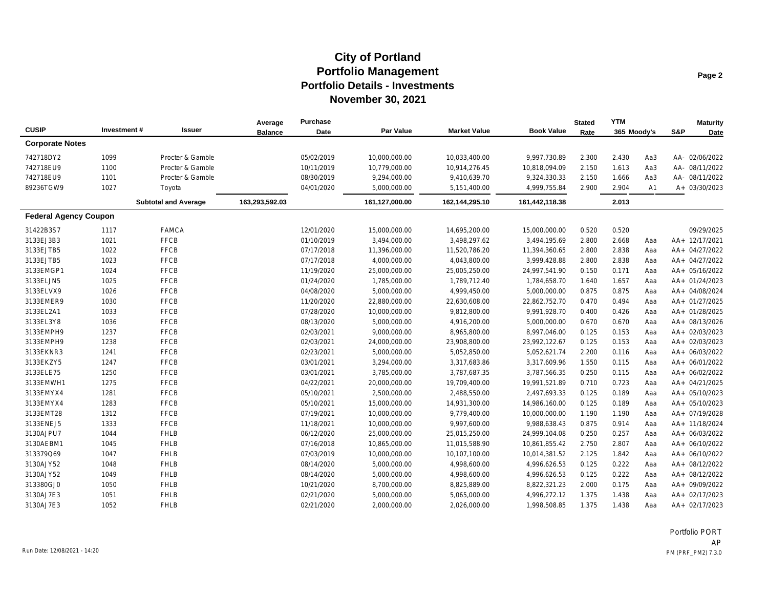# City of Portland
## Portfolio Management
### Portfolio Details - Investments
### November 30, 2021

| CUSIP | Investment # | Issuer | Average Balance | Purchase Date | Par Value | Market Value | Book Value | Stated Rate | YTM 365 | Moody's | S&P | Maturity Date |
|---|---|---|---|---|---|---|---|---|---|---|---|---|
| **Corporate Notes** | | | | | | | | | | | | |
| 742718DY2 | 1099 | Procter & Gamble | | 05/02/2019 | 10,000,000.00 | 10,033,400.00 | 9,997,730.89 | 2.300 | 2.430 | Aa3 | AA- | 02/06/2022 |
| 742718EU9 | 1100 | Procter & Gamble | | 10/11/2019 | 10,779,000.00 | 10,914,276.45 | 10,818,094.09 | 2.150 | 1.613 | Aa3 | AA- | 08/11/2022 |
| 742718EU9 | 1101 | Procter & Gamble | | 08/30/2019 | 9,294,000.00 | 9,410,639.70 | 9,324,330.33 | 2.150 | 1.666 | Aa3 | AA- | 08/11/2022 |
| 89236TGW9 | 1027 | Toyota | | 04/01/2020 | 5,000,000.00 | 5,151,400.00 | 4,999,755.84 | 2.900 | 2.904 | A1 | A+ | 03/30/2023 |
| | | **Subtotal and Average** | **163,293,592.03** | | **161,127,000.00** | **162,144,295.10** | **161,442,118.38** | | **2.013** | | | |
| **Federal Agency Coupon** | | | | | | | | | | | | |
| 31422B3S7 | 1117 | FAMCA | | 12/01/2020 | 15,000,000.00 | 14,695,200.00 | 15,000,000.00 | 0.520 | 0.520 | | | 09/29/2025 |
| 3133EJ3B3 | 1021 | FFCB | | 01/10/2019 | 3,494,000.00 | 3,498,297.62 | 3,494,195.69 | 2.800 | 2.668 | Aaa | AA+ | 12/17/2021 |
| 3133EJTB5 | 1022 | FFCB | | 07/17/2018 | 11,396,000.00 | 11,520,786.20 | 11,394,360.65 | 2.800 | 2.838 | Aaa | AA+ | 04/27/2022 |
| 3133EJTB5 | 1023 | FFCB | | 07/17/2018 | 4,000,000.00 | 4,043,800.00 | 3,999,428.88 | 2.800 | 2.838 | Aaa | AA+ | 04/27/2022 |
| 3133EMGP1 | 1024 | FFCB | | 11/19/2020 | 25,000,000.00 | 25,005,250.00 | 24,997,541.90 | 0.150 | 0.171 | Aaa | AA+ | 05/16/2022 |
| 3133ELJN5 | 1025 | FFCB | | 01/24/2020 | 1,785,000.00 | 1,789,712.40 | 1,784,658.70 | 1.640 | 1.657 | Aaa | AA+ | 01/24/2023 |
| 3133ELVX9 | 1026 | FFCB | | 04/08/2020 | 5,000,000.00 | 4,999,450.00 | 5,000,000.00 | 0.875 | 0.875 | Aaa | AA+ | 04/08/2024 |
| 3133EMER9 | 1030 | FFCB | | 11/20/2020 | 22,880,000.00 | 22,630,608.00 | 22,862,752.70 | 0.470 | 0.494 | Aaa | AA+ | 01/27/2025 |
| 3133EL2A1 | 1033 | FFCB | | 07/28/2020 | 10,000,000.00 | 9,812,800.00 | 9,991,928.70 | 0.400 | 0.426 | Aaa | AA+ | 01/28/2025 |
| 3133EL3Y8 | 1036 | FFCB | | 08/13/2020 | 5,000,000.00 | 4,916,200.00 | 5,000,000.00 | 0.670 | 0.670 | Aaa | AA+ | 08/13/2026 |
| 3133EMPH9 | 1237 | FFCB | | 02/03/2021 | 9,000,000.00 | 8,965,800.00 | 8,997,046.00 | 0.125 | 0.153 | Aaa | AA+ | 02/03/2023 |
| 3133EMPH9 | 1238 | FFCB | | 02/03/2021 | 24,000,000.00 | 23,908,800.00 | 23,992,122.67 | 0.125 | 0.153 | Aaa | AA+ | 02/03/2023 |
| 3133EKNR3 | 1241 | FFCB | | 02/23/2021 | 5,000,000.00 | 5,052,850.00 | 5,052,621.74 | 2.200 | 0.116 | Aaa | AA+ | 06/03/2022 |
| 3133EKZY5 | 1247 | FFCB | | 03/01/2021 | 3,294,000.00 | 3,317,683.86 | 3,317,609.96 | 1.550 | 0.115 | Aaa | AA+ | 06/01/2022 |
| 3133ELE75 | 1250 | FFCB | | 03/01/2021 | 3,785,000.00 | 3,787,687.35 | 3,787,566.35 | 0.250 | 0.115 | Aaa | AA+ | 06/02/2022 |
| 3133EMWH1 | 1275 | FFCB | | 04/22/2021 | 20,000,000.00 | 19,709,400.00 | 19,991,521.89 | 0.710 | 0.723 | Aaa | AA+ | 04/21/2025 |
| 3133EMYX4 | 1281 | FFCB | | 05/10/2021 | 2,500,000.00 | 2,488,550.00 | 2,497,693.33 | 0.125 | 0.189 | Aaa | AA+ | 05/10/2023 |
| 3133EMYX4 | 1283 | FFCB | | 05/10/2021 | 15,000,000.00 | 14,931,300.00 | 14,986,160.00 | 0.125 | 0.189 | Aaa | AA+ | 05/10/2023 |
| 3133EMT28 | 1312 | FFCB | | 07/19/2021 | 10,000,000.00 | 9,779,400.00 | 10,000,000.00 | 1.190 | 1.190 | Aaa | AA+ | 07/19/2028 |
| 3133ENEJ5 | 1333 | FFCB | | 11/18/2021 | 10,000,000.00 | 9,997,600.00 | 9,988,638.43 | 0.875 | 0.914 | Aaa | AA+ | 11/18/2024 |
| 3130AJPU7 | 1044 | FHLB | | 06/12/2020 | 25,000,000.00 | 25,015,250.00 | 24,999,104.08 | 0.250 | 0.257 | Aaa | AA+ | 06/03/2022 |
| 3130AEBM1 | 1045 | FHLB | | 07/16/2018 | 10,865,000.00 | 11,015,588.90 | 10,861,855.42 | 2.750 | 2.807 | Aaa | AA+ | 06/10/2022 |
| 313379Q69 | 1047 | FHLB | | 07/03/2019 | 10,000,000.00 | 10,107,100.00 | 10,014,381.52 | 2.125 | 1.842 | Aaa | AA+ | 06/10/2022 |
| 3130AJY52 | 1048 | FHLB | | 08/14/2020 | 5,000,000.00 | 4,998,600.00 | 4,996,626.53 | 0.125 | 0.222 | Aaa | AA+ | 08/12/2022 |
| 3130AJY52 | 1049 | FHLB | | 08/14/2020 | 5,000,000.00 | 4,998,600.00 | 4,996,626.53 | 0.125 | 0.222 | Aaa | AA+ | 08/12/2022 |
| 313380GJ0 | 1050 | FHLB | | 10/21/2020 | 8,700,000.00 | 8,825,889.00 | 8,822,321.23 | 2.000 | 0.175 | Aaa | AA+ | 09/09/2022 |
| 3130AJ7E3 | 1051 | FHLB | | 02/21/2020 | 5,000,000.00 | 5,065,000.00 | 4,996,272.12 | 1.375 | 1.438 | Aaa | AA+ | 02/17/2023 |
| 3130AJ7E3 | 1052 | FHLB | | 02/21/2020 | 2,000,000.00 | 2,026,000.00 | 1,998,508.85 | 1.375 | 1.438 | Aaa | AA+ | 02/17/2023 |

Run Date: 12/08/2021 - 14:20

Portfolio PORT
AP
PM (PRF_PM2) 7.3.0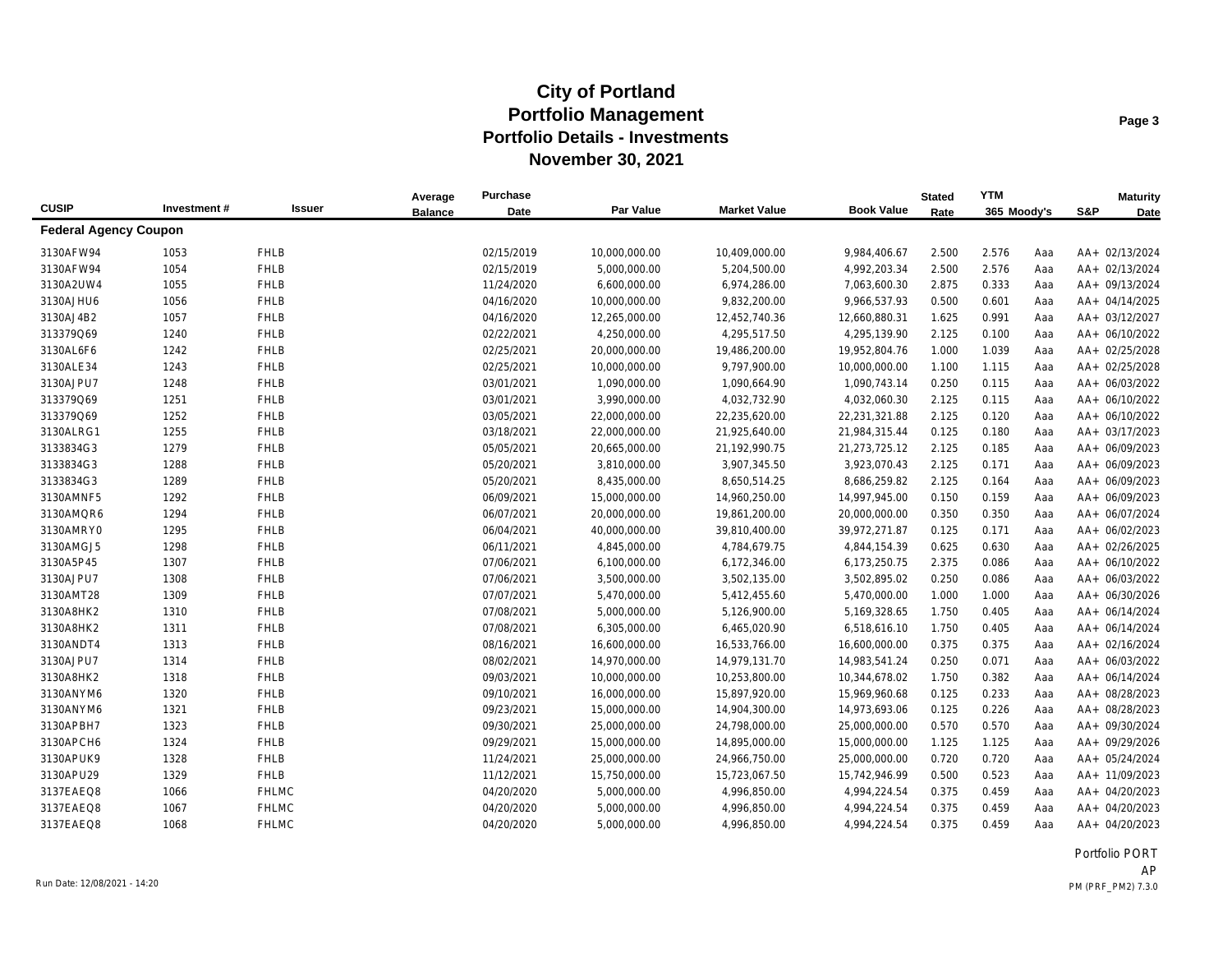# City of Portland
## Portfolio Management
### Portfolio Details - Investments
### November 30, 2021

| CUSIP | Investment # | Issuer | Average Balance | Purchase Date | Par Value | Market Value | Book Value | Stated Rate | YTM 365 | Moody's | S&P | Maturity Date |
|---|---|---|---|---|---|---|---|---|---|---|---|---|
| **Federal Agency Coupon** | | | | | | | | | | | | |
| 3130AFW94 | 1053 | FHLB | | 02/15/2019 | 10,000,000.00 | 10,409,000.00 | 9,984,406.67 | 2.500 | 2.576 | Aaa | AA+ | 02/13/2024 |
| 3130AFW94 | 1054 | FHLB | | 02/15/2019 | 5,000,000.00 | 5,204,500.00 | 4,992,203.34 | 2.500 | 2.576 | Aaa | AA+ | 02/13/2024 |
| 3130A2UW4 | 1055 | FHLB | | 11/24/2020 | 6,600,000.00 | 6,974,286.00 | 7,063,600.30 | 2.875 | 0.333 | Aaa | AA+ | 09/13/2024 |
| 3130AJHU6 | 1056 | FHLB | | 04/16/2020 | 10,000,000.00 | 9,832,200.00 | 9,966,537.93 | 0.500 | 0.601 | Aaa | AA+ | 04/14/2025 |
| 3130AJ4B2 | 1057 | FHLB | | 04/16/2020 | 12,265,000.00 | 12,452,740.36 | 12,660,880.31 | 1.625 | 0.991 | Aaa | AA+ | 03/12/2027 |
| 313379Q69 | 1240 | FHLB | | 02/22/2021 | 4,250,000.00 | 4,295,517.50 | 4,295,139.90 | 2.125 | 0.100 | Aaa | AA+ | 06/10/2022 |
| 3130AL6F6 | 1242 | FHLB | | 02/25/2021 | 20,000,000.00 | 19,486,200.00 | 19,952,804.76 | 1.000 | 1.039 | Aaa | AA+ | 02/25/2028 |
| 3130ALE34 | 1243 | FHLB | | 02/25/2021 | 10,000,000.00 | 9,797,900.00 | 10,000,000.00 | 1.100 | 1.115 | Aaa | AA+ | 02/25/2028 |
| 3130AJPU7 | 1248 | FHLB | | 03/01/2021 | 1,090,000.00 | 1,090,664.90 | 1,090,743.14 | 0.250 | 0.115 | Aaa | AA+ | 06/03/2022 |
| 313379Q69 | 1251 | FHLB | | 03/01/2021 | 3,990,000.00 | 4,032,732.90 | 4,032,060.30 | 2.125 | 0.115 | Aaa | AA+ | 06/10/2022 |
| 313379Q69 | 1252 | FHLB | | 03/05/2021 | 22,000,000.00 | 22,235,620.00 | 22,231,321.88 | 2.125 | 0.120 | Aaa | AA+ | 06/10/2022 |
| 3130ALRG1 | 1255 | FHLB | | 03/18/2021 | 22,000,000.00 | 21,925,640.00 | 21,984,315.44 | 0.125 | 0.180 | Aaa | AA+ | 03/17/2023 |
| 3133834G3 | 1279 | FHLB | | 05/05/2021 | 20,665,000.00 | 21,192,990.75 | 21,273,725.12 | 2.125 | 0.185 | Aaa | AA+ | 06/09/2023 |
| 3133834G3 | 1288 | FHLB | | 05/20/2021 | 3,810,000.00 | 3,907,345.50 | 3,923,070.43 | 2.125 | 0.171 | Aaa | AA+ | 06/09/2023 |
| 3133834G3 | 1289 | FHLB | | 05/20/2021 | 8,435,000.00 | 8,650,514.25 | 8,686,259.82 | 2.125 | 0.164 | Aaa | AA+ | 06/09/2023 |
| 3130AMNF5 | 1292 | FHLB | | 06/09/2021 | 15,000,000.00 | 14,960,250.00 | 14,997,945.00 | 0.150 | 0.159 | Aaa | AA+ | 06/09/2023 |
| 3130AMQR6 | 1294 | FHLB | | 06/07/2021 | 20,000,000.00 | 19,861,200.00 | 20,000,000.00 | 0.350 | 0.350 | Aaa | AA+ | 06/07/2024 |
| 3130AMRY0 | 1295 | FHLB | | 06/04/2021 | 40,000,000.00 | 39,810,400.00 | 39,972,271.87 | 0.125 | 0.171 | Aaa | AA+ | 06/02/2023 |
| 3130AMGJ5 | 1298 | FHLB | | 06/11/2021 | 4,845,000.00 | 4,784,679.75 | 4,844,154.39 | 0.625 | 0.630 | Aaa | AA+ | 02/26/2025 |
| 3130A5P45 | 1307 | FHLB | | 07/06/2021 | 6,100,000.00 | 6,172,346.00 | 6,173,250.75 | 2.375 | 0.086 | Aaa | AA+ | 06/10/2022 |
| 3130AJPU7 | 1308 | FHLB | | 07/06/2021 | 3,500,000.00 | 3,502,135.00 | 3,502,895.02 | 0.250 | 0.086 | Aaa | AA+ | 06/03/2022 |
| 3130AMT28 | 1309 | FHLB | | 07/07/2021 | 5,470,000.00 | 5,412,455.60 | 5,470,000.00 | 1.000 | 1.000 | Aaa | AA+ | 06/30/2026 |
| 3130A8HK2 | 1310 | FHLB | | 07/08/2021 | 5,000,000.00 | 5,126,900.00 | 5,169,328.65 | 1.750 | 0.405 | Aaa | AA+ | 06/14/2024 |
| 3130A8HK2 | 1311 | FHLB | | 07/08/2021 | 6,305,000.00 | 6,465,020.90 | 6,518,616.10 | 1.750 | 0.405 | Aaa | AA+ | 06/14/2024 |
| 3130ANDT4 | 1313 | FHLB | | 08/16/2021 | 16,600,000.00 | 16,533,766.00 | 16,600,000.00 | 0.375 | 0.375 | Aaa | AA+ | 02/16/2024 |
| 3130AJPU7 | 1314 | FHLB | | 08/02/2021 | 14,970,000.00 | 14,979,131.70 | 14,983,541.24 | 0.250 | 0.071 | Aaa | AA+ | 06/03/2022 |
| 3130A8HK2 | 1318 | FHLB | | 09/03/2021 | 10,000,000.00 | 10,253,800.00 | 10,344,678.02 | 1.750 | 0.382 | Aaa | AA+ | 06/14/2024 |
| 3130ANYM6 | 1320 | FHLB | | 09/10/2021 | 16,000,000.00 | 15,897,920.00 | 15,969,960.68 | 0.125 | 0.233 | Aaa | AA+ | 08/28/2023 |
| 3130ANYM6 | 1321 | FHLB | | 09/23/2021 | 15,000,000.00 | 14,904,300.00 | 14,973,693.06 | 0.125 | 0.226 | Aaa | AA+ | 08/28/2023 |
| 3130APBH7 | 1323 | FHLB | | 09/30/2021 | 25,000,000.00 | 24,798,000.00 | 25,000,000.00 | 0.570 | 0.570 | Aaa | AA+ | 09/30/2024 |
| 3130APCH6 | 1324 | FHLB | | 09/29/2021 | 15,000,000.00 | 14,895,000.00 | 15,000,000.00 | 1.125 | 1.125 | Aaa | AA+ | 09/29/2026 |
| 3130APUK9 | 1328 | FHLB | | 11/24/2021 | 25,000,000.00 | 24,966,750.00 | 25,000,000.00 | 0.720 | 0.720 | Aaa | AA+ | 05/24/2024 |
| 3130APU29 | 1329 | FHLB | | 11/12/2021 | 15,750,000.00 | 15,723,067.50 | 15,742,946.99 | 0.500 | 0.523 | Aaa | AA+ | 11/09/2023 |
| 3137EAEQ8 | 1066 | FHLMC | | 04/20/2020 | 5,000,000.00 | 4,996,850.00 | 4,994,224.54 | 0.375 | 0.459 | Aaa | AA+ | 04/20/2023 |
| 3137EAEQ8 | 1067 | FHLMC | | 04/20/2020 | 5,000,000.00 | 4,996,850.00 | 4,994,224.54 | 0.375 | 0.459 | Aaa | AA+ | 04/20/2023 |
| 3137EAEQ8 | 1068 | FHLMC | | 04/20/2020 | 5,000,000.00 | 4,996,850.00 | 4,994,224.54 | 0.375 | 0.459 | Aaa | AA+ | 04/20/2023 |

Portfolio PORT
AP

Run Date: 12/08/2021 - 14:20

PM (PRF_PM2) 7.3.0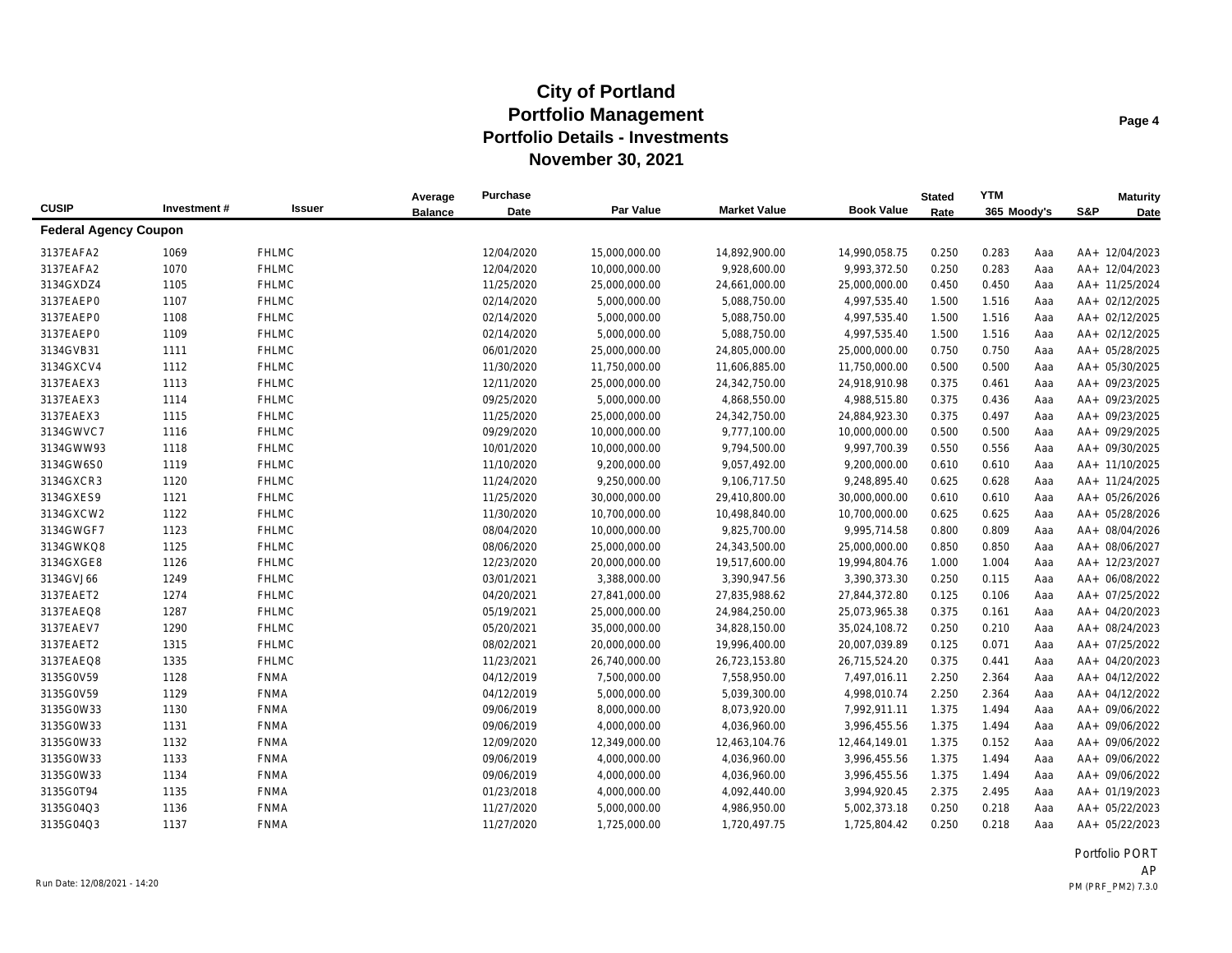# City of Portland
## Portfolio Management
### Portfolio Details - Investments
### November 30, 2021

| CUSIP | Investment # | Issuer | Average Balance | Purchase Date | Par Value | Market Value | Book Value | Stated Rate | YTM 365 | Moody's | S&P | Maturity Date |
|---|---|---|---|---|---|---|---|---|---|---|---|---|
| **Federal Agency Coupon** | | | | | | | | | | | | |
| 3137EAFA2 | 1069 | FHLMC | | 12/04/2020 | 15,000,000.00 | 14,892,900.00 | 14,990,058.75 | 0.250 | 0.283 | Aaa | AA+ | 12/04/2023 |
| 3137EAFA2 | 1070 | FHLMC | | 12/04/2020 | 10,000,000.00 | 9,928,600.00 | 9,993,372.50 | 0.250 | 0.283 | Aaa | AA+ | 12/04/2023 |
| 3134GXDZ4 | 1105 | FHLMC | | 11/25/2020 | 25,000,000.00 | 24,661,000.00 | 25,000,000.00 | 0.450 | 0.450 | Aaa | AA+ | 11/25/2024 |
| 3137EAEP0 | 1107 | FHLMC | | 02/14/2020 | 5,000,000.00 | 5,088,750.00 | 4,997,535.40 | 1.500 | 1.516 | Aaa | AA+ | 02/12/2025 |
| 3137EAEP0 | 1108 | FHLMC | | 02/14/2020 | 5,000,000.00 | 5,088,750.00 | 4,997,535.40 | 1.500 | 1.516 | Aaa | AA+ | 02/12/2025 |
| 3137EAEP0 | 1109 | FHLMC | | 02/14/2020 | 5,000,000.00 | 5,088,750.00 | 4,997,535.40 | 1.500 | 1.516 | Aaa | AA+ | 02/12/2025 |
| 3134GVB31 | 1111 | FHLMC | | 06/01/2020 | 25,000,000.00 | 24,805,000.00 | 25,000,000.00 | 0.750 | 0.750 | Aaa | AA+ | 05/28/2025 |
| 3134GXCV4 | 1112 | FHLMC | | 11/30/2020 | 11,750,000.00 | 11,606,885.00 | 11,750,000.00 | 0.500 | 0.500 | Aaa | AA+ | 05/30/2025 |
| 3137EAEX3 | 1113 | FHLMC | | 12/11/2020 | 25,000,000.00 | 24,342,750.00 | 24,918,910.98 | 0.375 | 0.461 | Aaa | AA+ | 09/23/2025 |
| 3137EAEX3 | 1114 | FHLMC | | 09/25/2020 | 5,000,000.00 | 4,868,550.00 | 4,988,515.80 | 0.375 | 0.436 | Aaa | AA+ | 09/23/2025 |
| 3137EAEX3 | 1115 | FHLMC | | 11/25/2020 | 25,000,000.00 | 24,342,750.00 | 24,884,923.30 | 0.375 | 0.497 | Aaa | AA+ | 09/23/2025 |
| 3134GWVC7 | 1116 | FHLMC | | 09/29/2020 | 10,000,000.00 | 9,777,100.00 | 10,000,000.00 | 0.500 | 0.500 | Aaa | AA+ | 09/29/2025 |
| 3134GWW93 | 1118 | FHLMC | | 10/01/2020 | 10,000,000.00 | 9,794,500.00 | 9,997,700.39 | 0.550 | 0.556 | Aaa | AA+ | 09/30/2025 |
| 3134GW6S0 | 1119 | FHLMC | | 11/10/2020 | 9,200,000.00 | 9,057,492.00 | 9,200,000.00 | 0.610 | 0.610 | Aaa | AA+ | 11/10/2025 |
| 3134GXCR3 | 1120 | FHLMC | | 11/24/2020 | 9,250,000.00 | 9,106,717.50 | 9,248,895.40 | 0.625 | 0.628 | Aaa | AA+ | 11/24/2025 |
| 3134GXES9 | 1121 | FHLMC | | 11/25/2020 | 30,000,000.00 | 29,410,800.00 | 30,000,000.00 | 0.610 | 0.610 | Aaa | AA+ | 05/26/2026 |
| 3134GXCW2 | 1122 | FHLMC | | 11/30/2020 | 10,700,000.00 | 10,498,840.00 | 10,700,000.00 | 0.625 | 0.625 | Aaa | AA+ | 05/28/2026 |
| 3134GWGF7 | 1123 | FHLMC | | 08/04/2020 | 10,000,000.00 | 9,825,700.00 | 9,995,714.58 | 0.800 | 0.809 | Aaa | AA+ | 08/04/2026 |
| 3134GWKQ8 | 1125 | FHLMC | | 08/06/2020 | 25,000,000.00 | 24,343,500.00 | 25,000,000.00 | 0.850 | 0.850 | Aaa | AA+ | 08/06/2027 |
| 3134GXGE8 | 1126 | FHLMC | | 12/23/2020 | 20,000,000.00 | 19,517,600.00 | 19,994,804.76 | 1.000 | 1.004 | Aaa | AA+ | 12/23/2027 |
| 3134GVJ66 | 1249 | FHLMC | | 03/01/2021 | 3,388,000.00 | 3,390,947.56 | 3,390,373.30 | 0.250 | 0.115 | Aaa | AA+ | 06/08/2022 |
| 3137EAET2 | 1274 | FHLMC | | 04/20/2021 | 27,841,000.00 | 27,835,988.62 | 27,844,372.80 | 0.125 | 0.106 | Aaa | AA+ | 07/25/2022 |
| 3137EAEQ8 | 1287 | FHLMC | | 05/19/2021 | 25,000,000.00 | 24,984,250.00 | 25,073,965.38 | 0.375 | 0.161 | Aaa | AA+ | 04/20/2023 |
| 3137EAEV7 | 1290 | FHLMC | | 05/20/2021 | 35,000,000.00 | 34,828,150.00 | 35,024,108.72 | 0.250 | 0.210 | Aaa | AA+ | 08/24/2023 |
| 3137EAET2 | 1315 | FHLMC | | 08/02/2021 | 20,000,000.00 | 19,996,400.00 | 20,007,039.89 | 0.125 | 0.071 | Aaa | AA+ | 07/25/2022 |
| 3137EAEQ8 | 1335 | FHLMC | | 11/23/2021 | 26,740,000.00 | 26,723,153.80 | 26,715,524.20 | 0.375 | 0.441 | Aaa | AA+ | 04/20/2023 |
| 3135G0V59 | 1128 | FNMA | | 04/12/2019 | 7,500,000.00 | 7,558,950.00 | 7,497,016.11 | 2.250 | 2.364 | Aaa | AA+ | 04/12/2022 |
| 3135G0V59 | 1129 | FNMA | | 04/12/2019 | 5,000,000.00 | 5,039,300.00 | 4,998,010.74 | 2.250 | 2.364 | Aaa | AA+ | 04/12/2022 |
| 3135G0W33 | 1130 | FNMA | | 09/06/2019 | 8,000,000.00 | 8,073,920.00 | 7,992,911.11 | 1.375 | 1.494 | Aaa | AA+ | 09/06/2022 |
| 3135G0W33 | 1131 | FNMA | | 09/06/2019 | 4,000,000.00 | 4,036,960.00 | 3,996,455.56 | 1.375 | 1.494 | Aaa | AA+ | 09/06/2022 |
| 3135G0W33 | 1132 | FNMA | | 12/09/2020 | 12,349,000.00 | 12,463,104.76 | 12,464,149.01 | 1.375 | 0.152 | Aaa | AA+ | 09/06/2022 |
| 3135G0W33 | 1133 | FNMA | | 09/06/2019 | 4,000,000.00 | 4,036,960.00 | 3,996,455.56 | 1.375 | 1.494 | Aaa | AA+ | 09/06/2022 |
| 3135G0W33 | 1134 | FNMA | | 09/06/2019 | 4,000,000.00 | 4,036,960.00 | 3,996,455.56 | 1.375 | 1.494 | Aaa | AA+ | 09/06/2022 |
| 3135G0T94 | 1135 | FNMA | | 01/23/2018 | 4,000,000.00 | 4,092,440.00 | 3,994,920.45 | 2.375 | 2.495 | Aaa | AA+ | 01/19/2023 |
| 3135G04Q3 | 1136 | FNMA | | 11/27/2020 | 5,000,000.00 | 4,986,950.00 | 5,002,373.18 | 0.250 | 0.218 | Aaa | AA+ | 05/22/2023 |
| 3135G04Q3 | 1137 | FNMA | | 11/27/2020 | 1,725,000.00 | 1,720,497.75 | 1,725,804.42 | 0.250 | 0.218 | Aaa | AA+ | 05/22/2023 |

Portfolio PORT
AP

Run Date: 12/08/2021 - 14:20

PM (PRF_PM2) 7.3.0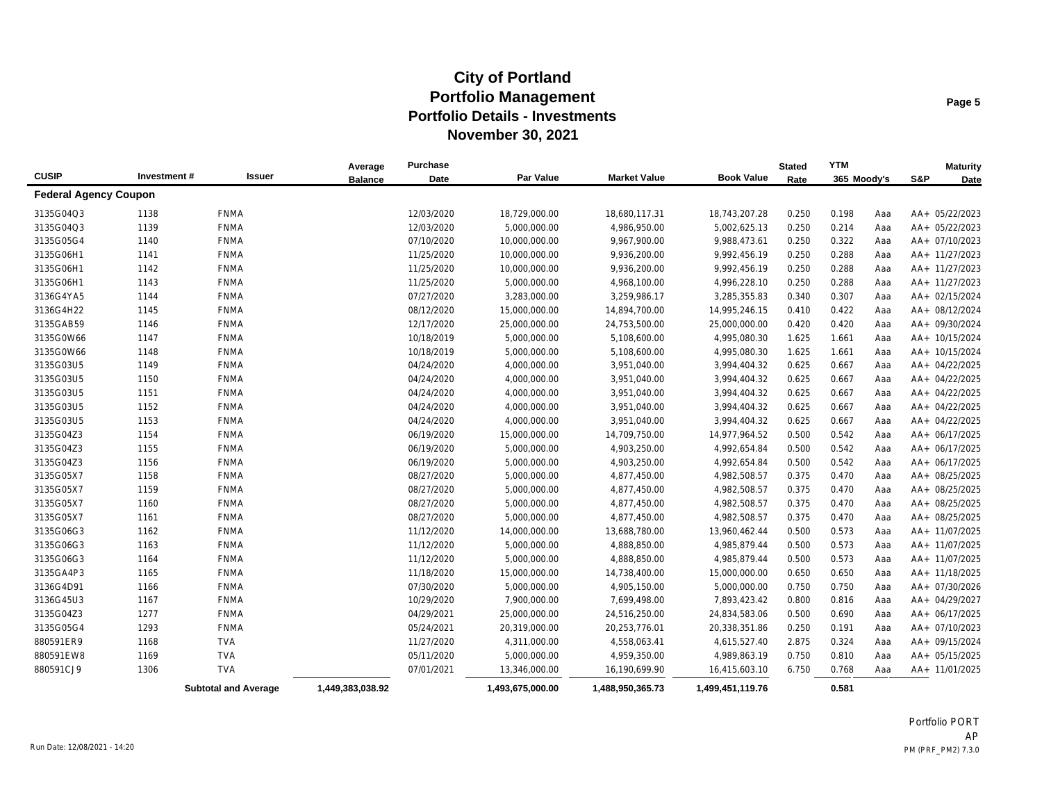# City of Portland
## Portfolio Management
### Portfolio Details - Investments
### November 30, 2021

| CUSIP | Investment # | Issuer | Average Balance | Purchase Date | Par Value | Market Value | Book Value | Stated Rate | YTM 365 | Moody's | S&P | Maturity Date |
|---|---|---|---|---|---|---|---|---|---|---|---|---|
| **Federal Agency Coupon** | | | | | | | | | | | | |
| 3135G04Q3 | 1138 | FNMA | | 12/03/2020 | 18,729,000.00 | 18,680,117.31 | 18,743,207.28 | 0.250 | 0.198 | Aaa | AA+ | 05/22/2023 |
| 3135G04Q3 | 1139 | FNMA | | 12/03/2020 | 5,000,000.00 | 4,986,950.00 | 5,002,625.13 | 0.250 | 0.214 | Aaa | AA+ | 05/22/2023 |
| 3135G05G4 | 1140 | FNMA | | 07/10/2020 | 10,000,000.00 | 9,967,900.00 | 9,988,473.61 | 0.250 | 0.322 | Aaa | AA+ | 07/10/2023 |
| 3135G06H1 | 1141 | FNMA | | 11/25/2020 | 10,000,000.00 | 9,936,200.00 | 9,992,456.19 | 0.250 | 0.288 | Aaa | AA+ | 11/27/2023 |
| 3135G06H1 | 1142 | FNMA | | 11/25/2020 | 10,000,000.00 | 9,936,200.00 | 9,992,456.19 | 0.250 | 0.288 | Aaa | AA+ | 11/27/2023 |
| 3135G06H1 | 1143 | FNMA | | 11/25/2020 | 5,000,000.00 | 4,968,100.00 | 4,996,228.10 | 0.250 | 0.288 | Aaa | AA+ | 11/27/2023 |
| 3136G4YA5 | 1144 | FNMA | | 07/27/2020 | 3,283,000.00 | 3,259,986.17 | 3,285,355.83 | 0.340 | 0.307 | Aaa | AA+ | 02/15/2024 |
| 3136G4H22 | 1145 | FNMA | | 08/12/2020 | 15,000,000.00 | 14,894,700.00 | 14,995,246.15 | 0.410 | 0.422 | Aaa | AA+ | 08/12/2024 |
| 3135GAB59 | 1146 | FNMA | | 12/17/2020 | 25,000,000.00 | 24,753,500.00 | 25,000,000.00 | 0.420 | 0.420 | Aaa | AA+ | 09/30/2024 |
| 3135G0W66 | 1147 | FNMA | | 10/18/2019 | 5,000,000.00 | 5,108,600.00 | 4,995,080.30 | 1.625 | 1.661 | Aaa | AA+ | 10/15/2024 |
| 3135G0W66 | 1148 | FNMA | | 10/18/2019 | 5,000,000.00 | 5,108,600.00 | 4,995,080.30 | 1.625 | 1.661 | Aaa | AA+ | 10/15/2024 |
| 3135G03U5 | 1149 | FNMA | | 04/24/2020 | 4,000,000.00 | 3,951,040.00 | 3,994,404.32 | 0.625 | 0.667 | Aaa | AA+ | 04/22/2025 |
| 3135G03U5 | 1150 | FNMA | | 04/24/2020 | 4,000,000.00 | 3,951,040.00 | 3,994,404.32 | 0.625 | 0.667 | Aaa | AA+ | 04/22/2025 |
| 3135G03U5 | 1151 | FNMA | | 04/24/2020 | 4,000,000.00 | 3,951,040.00 | 3,994,404.32 | 0.625 | 0.667 | Aaa | AA+ | 04/22/2025 |
| 3135G03U5 | 1152 | FNMA | | 04/24/2020 | 4,000,000.00 | 3,951,040.00 | 3,994,404.32 | 0.625 | 0.667 | Aaa | AA+ | 04/22/2025 |
| 3135G03U5 | 1153 | FNMA | | 04/24/2020 | 4,000,000.00 | 3,951,040.00 | 3,994,404.32 | 0.625 | 0.667 | Aaa | AA+ | 04/22/2025 |
| 3135G04Z3 | 1154 | FNMA | | 06/19/2020 | 15,000,000.00 | 14,709,750.00 | 14,977,964.52 | 0.500 | 0.542 | Aaa | AA+ | 06/17/2025 |
| 3135G04Z3 | 1155 | FNMA | | 06/19/2020 | 5,000,000.00 | 4,903,250.00 | 4,992,654.84 | 0.500 | 0.542 | Aaa | AA+ | 06/17/2025 |
| 3135G04Z3 | 1156 | FNMA | | 06/19/2020 | 5,000,000.00 | 4,903,250.00 | 4,992,654.84 | 0.500 | 0.542 | Aaa | AA+ | 06/17/2025 |
| 3135G05X7 | 1158 | FNMA | | 08/27/2020 | 5,000,000.00 | 4,877,450.00 | 4,982,508.57 | 0.375 | 0.470 | Aaa | AA+ | 08/25/2025 |
| 3135G05X7 | 1159 | FNMA | | 08/27/2020 | 5,000,000.00 | 4,877,450.00 | 4,982,508.57 | 0.375 | 0.470 | Aaa | AA+ | 08/25/2025 |
| 3135G05X7 | 1160 | FNMA | | 08/27/2020 | 5,000,000.00 | 4,877,450.00 | 4,982,508.57 | 0.375 | 0.470 | Aaa | AA+ | 08/25/2025 |
| 3135G05X7 | 1161 | FNMA | | 08/27/2020 | 5,000,000.00 | 4,877,450.00 | 4,982,508.57 | 0.375 | 0.470 | Aaa | AA+ | 08/25/2025 |
| 3135G06G3 | 1162 | FNMA | | 11/12/2020 | 14,000,000.00 | 13,688,780.00 | 13,960,462.44 | 0.500 | 0.573 | Aaa | AA+ | 11/07/2025 |
| 3135G06G3 | 1163 | FNMA | | 11/12/2020 | 5,000,000.00 | 4,888,850.00 | 4,985,879.44 | 0.500 | 0.573 | Aaa | AA+ | 11/07/2025 |
| 3135G06G3 | 1164 | FNMA | | 11/12/2020 | 5,000,000.00 | 4,888,850.00 | 4,985,879.44 | 0.500 | 0.573 | Aaa | AA+ | 11/07/2025 |
| 3135GA4P3 | 1165 | FNMA | | 11/18/2020 | 15,000,000.00 | 14,738,400.00 | 15,000,000.00 | 0.650 | 0.650 | Aaa | AA+ | 11/18/2025 |
| 3136G4D91 | 1166 | FNMA | | 07/30/2020 | 5,000,000.00 | 4,905,150.00 | 5,000,000.00 | 0.750 | 0.750 | Aaa | AA+ | 07/30/2026 |
| 3136G45U3 | 1167 | FNMA | | 10/29/2020 | 7,900,000.00 | 7,699,498.00 | 7,893,423.42 | 0.800 | 0.816 | Aaa | AA+ | 04/29/2027 |
| 3135G04Z3 | 1277 | FNMA | | 04/29/2021 | 25,000,000.00 | 24,516,250.00 | 24,834,583.06 | 0.500 | 0.690 | Aaa | AA+ | 06/17/2025 |
| 3135G05G4 | 1293 | FNMA | | 05/24/2021 | 20,319,000.00 | 20,253,776.01 | 20,338,351.86 | 0.250 | 0.191 | Aaa | AA+ | 07/10/2023 |
| 880591ER9 | 1168 | TVA | | 11/27/2020 | 4,311,000.00 | 4,558,063.41 | 4,615,527.40 | 2.875 | 0.324 | Aaa | AA+ | 09/15/2024 |
| 880591EW8 | 1169 | TVA | | 05/11/2020 | 5,000,000.00 | 4,959,350.00 | 4,989,863.19 | 0.750 | 0.810 | Aaa | AA+ | 05/15/2025 |
| 880591CJ9 | 1306 | TVA | | 07/01/2021 | 13,346,000.00 | 16,190,699.90 | 16,415,603.10 | 6.750 | 0.768 | Aaa | AA+ | 11/01/2025 |
| | | **Subtotal and Average** | **1,449,383,038.92** | | **1,493,675,000.00** | **1,488,950,365.73** | **1,499,451,119.76** | | **0.581** | | | |

Portfolio PORT
AP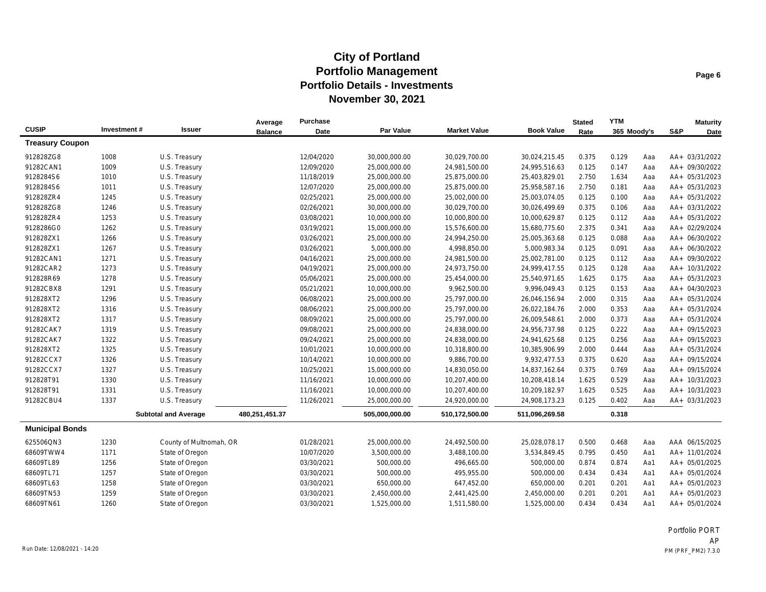# City of Portland
## Portfolio Management
### Portfolio Details - Investments
### November 30, 2021

| CUSIP | Investment # | Issuer | Average Balance | Purchase Date | Par Value | Market Value | Book Value | Stated Rate | YTM 365 | Moody's | S&P | Maturity Date |
|---|---|---|---|---|---|---|---|---|---|---|---|---|
| **Treasury Coupon** | | | | | | | | | | | | |
| 912828ZG8 | 1008 | U.S. Treasury | | 12/04/2020 | 30,000,000.00 | 30,029,700.00 | 30,024,215.45 | 0.375 | 0.129 | Aaa | AA+ | 03/31/2022 |
| 91282CAN1 | 1009 | U.S. Treasury | | 12/09/2020 | 25,000,000.00 | 24,981,500.00 | 24,995,516.63 | 0.125 | 0.147 | Aaa | AA+ | 09/30/2022 |
| 9128284S6 | 1010 | U.S. Treasury | | 11/18/2019 | 25,000,000.00 | 25,875,000.00 | 25,403,829.01 | 2.750 | 1.634 | Aaa | AA+ | 05/31/2023 |
| 9128284S6 | 1011 | U.S. Treasury | | 12/07/2020 | 25,000,000.00 | 25,875,000.00 | 25,958,587.16 | 2.750 | 0.181 | Aaa | AA+ | 05/31/2023 |
| 912828ZR4 | 1245 | U.S. Treasury | | 02/25/2021 | 25,000,000.00 | 25,002,000.00 | 25,003,074.05 | 0.125 | 0.100 | Aaa | AA+ | 05/31/2022 |
| 912828ZG8 | 1246 | U.S. Treasury | | 02/26/2021 | 30,000,000.00 | 30,029,700.00 | 30,026,499.69 | 0.375 | 0.106 | Aaa | AA+ | 03/31/2022 |
| 912828ZR4 | 1253 | U.S. Treasury | | 03/08/2021 | 10,000,000.00 | 10,000,800.00 | 10,000,629.87 | 0.125 | 0.112 | Aaa | AA+ | 05/31/2022 |
| 9128286G0 | 1262 | U.S. Treasury | | 03/19/2021 | 15,000,000.00 | 15,576,600.00 | 15,680,775.60 | 2.375 | 0.341 | Aaa | AA+ | 02/29/2024 |
| 912828ZX1 | 1266 | U.S. Treasury | | 03/26/2021 | 25,000,000.00 | 24,994,250.00 | 25,005,363.68 | 0.125 | 0.088 | Aaa | AA+ | 06/30/2022 |
| 912828ZX1 | 1267 | U.S. Treasury | | 03/26/2021 | 5,000,000.00 | 4,998,850.00 | 5,000,983.34 | 0.125 | 0.091 | Aaa | AA+ | 06/30/2022 |
| 91282CAN1 | 1271 | U.S. Treasury | | 04/16/2021 | 25,000,000.00 | 24,981,500.00 | 25,002,781.00 | 0.125 | 0.112 | Aaa | AA+ | 09/30/2022 |
| 91282CAR2 | 1273 | U.S. Treasury | | 04/19/2021 | 25,000,000.00 | 24,973,750.00 | 24,999,417.55 | 0.125 | 0.128 | Aaa | AA+ | 10/31/2022 |
| 912828R69 | 1278 | U.S. Treasury | | 05/06/2021 | 25,000,000.00 | 25,454,000.00 | 25,540,971.65 | 1.625 | 0.175 | Aaa | AA+ | 05/31/2023 |
| 91282CBX8 | 1291 | U.S. Treasury | | 05/21/2021 | 10,000,000.00 | 9,962,500.00 | 9,996,049.43 | 0.125 | 0.153 | Aaa | AA+ | 04/30/2023 |
| 912828XT2 | 1296 | U.S. Treasury | | 06/08/2021 | 25,000,000.00 | 25,797,000.00 | 26,046,156.94 | 2.000 | 0.315 | Aaa | AA+ | 05/31/2024 |
| 912828XT2 | 1316 | U.S. Treasury | | 08/06/2021 | 25,000,000.00 | 25,797,000.00 | 26,022,184.76 | 2.000 | 0.353 | Aaa | AA+ | 05/31/2024 |
| 912828XT2 | 1317 | U.S. Treasury | | 08/09/2021 | 25,000,000.00 | 25,797,000.00 | 26,009,548.61 | 2.000 | 0.373 | Aaa | AA+ | 05/31/2024 |
| 91282CAK7 | 1319 | U.S. Treasury | | 09/08/2021 | 25,000,000.00 | 24,838,000.00 | 24,956,737.98 | 0.125 | 0.222 | Aaa | AA+ | 09/15/2023 |
| 91282CAK7 | 1322 | U.S. Treasury | | 09/24/2021 | 25,000,000.00 | 24,838,000.00 | 24,941,625.68 | 0.125 | 0.256 | Aaa | AA+ | 09/15/2023 |
| 912828XT2 | 1325 | U.S. Treasury | | 10/01/2021 | 10,000,000.00 | 10,318,800.00 | 10,385,906.99 | 2.000 | 0.444 | Aaa | AA+ | 05/31/2024 |
| 91282CCX7 | 1326 | U.S. Treasury | | 10/14/2021 | 10,000,000.00 | 9,886,700.00 | 9,932,477.53 | 0.375 | 0.620 | Aaa | AA+ | 09/15/2024 |
| 91282CCX7 | 1327 | U.S. Treasury | | 10/25/2021 | 15,000,000.00 | 14,830,050.00 | 14,837,162.64 | 0.375 | 0.769 | Aaa | AA+ | 09/15/2024 |
| 912828T91 | 1330 | U.S. Treasury | | 11/16/2021 | 10,000,000.00 | 10,207,400.00 | 10,208,418.14 | 1.625 | 0.529 | Aaa | AA+ | 10/31/2023 |
| 912828T91 | 1331 | U.S. Treasury | | 11/16/2021 | 10,000,000.00 | 10,207,400.00 | 10,209,182.97 | 1.625 | 0.525 | Aaa | AA+ | 10/31/2023 |
| 91282CBU4 | 1337 | U.S. Treasury | | 11/26/2021 | 25,000,000.00 | 24,920,000.00 | 24,908,173.23 | 0.125 | 0.402 | Aaa | AA+ | 03/31/2023 |
| | | **Subtotal and Average** | **480,251,451.37** | | **505,000,000.00** | **510,172,500.00** | **511,096,269.58** | | **0.318** | | | |
| **Municipal Bonds** | | | | | | | | | | | | |
| 625506QN3 | 1230 | County of Multnomah, OR | | 01/28/2021 | 25,000,000.00 | 24,492,500.00 | 25,028,078.17 | 0.500 | 0.468 | Aaa | AAA | 06/15/2025 |
| 68609TWW4 | 1171 | State of Oregon | | 10/07/2020 | 3,500,000.00 | 3,488,100.00 | 3,534,849.45 | 0.795 | 0.450 | Aa1 | AA+ | 11/01/2024 |
| 68609TL89 | 1256 | State of Oregon | | 03/30/2021 | 500,000.00 | 496,665.00 | 500,000.00 | 0.874 | 0.874 | Aa1 | AA+ | 05/01/2025 |
| 68609TL71 | 1257 | State of Oregon | | 03/30/2021 | 500,000.00 | 495,955.00 | 500,000.00 | 0.434 | 0.434 | Aa1 | AA+ | 05/01/2024 |
| 68609TL63 | 1258 | State of Oregon | | 03/30/2021 | 650,000.00 | 647,452.00 | 650,000.00 | 0.201 | 0.201 | Aa1 | AA+ | 05/01/2023 |
| 68609TN53 | 1259 | State of Oregon | | 03/30/2021 | 2,450,000.00 | 2,441,425.00 | 2,450,000.00 | 0.201 | 0.201 | Aa1 | AA+ | 05/01/2023 |
| 68609TN61 | 1260 | State of Oregon | | 03/30/2021 | 1,525,000.00 | 1,511,580.00 | 1,525,000.00 | 0.434 | 0.434 | Aa1 | AA+ | 05/01/2024 |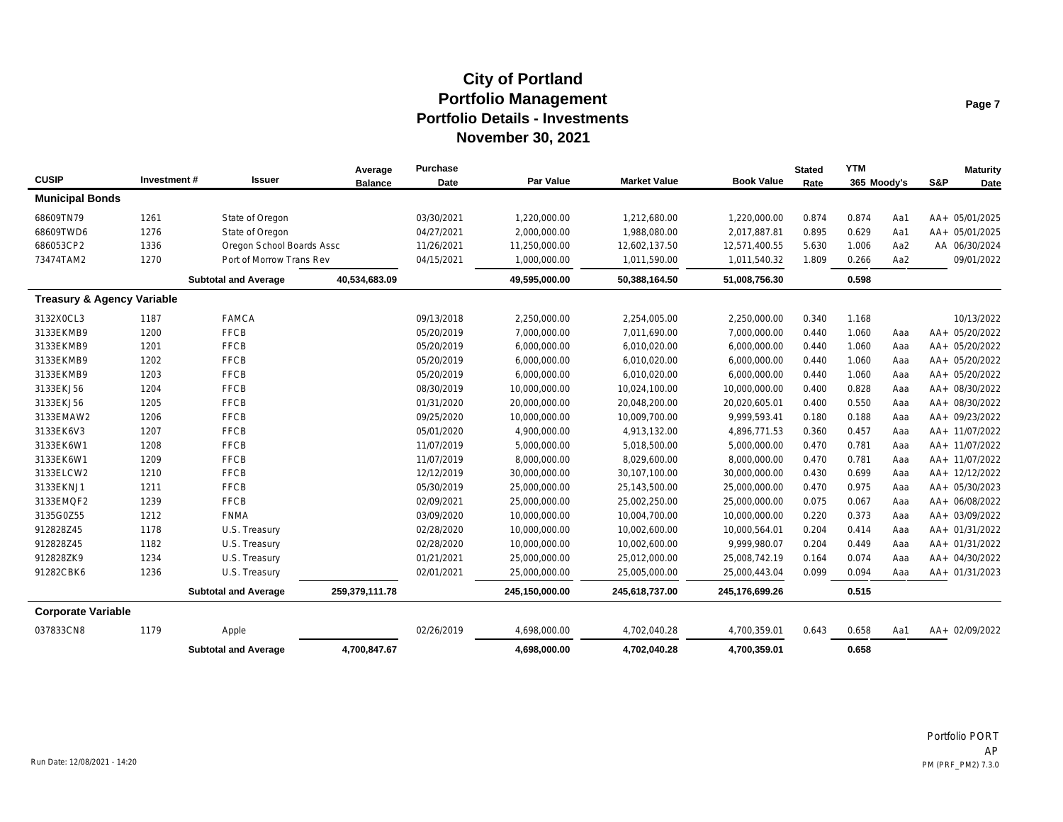# City of Portland
## Portfolio Management
## Portfolio Details - Investments
## November 30, 2021

| CUSIP | Investment # | Issuer | Average Balance | Purchase Date | Par Value | Market Value | Book Value | Stated Rate | YTM 365 | Moody's | S&P | Maturity Date |
|---|---|---|---|---|---|---|---|---|---|---|---|---|
| **Municipal Bonds** | | | | | | | | | | | | |
| 68609TN79 | 1261 | State of Oregon | | 03/30/2021 | 1,220,000.00 | 1,212,680.00 | 1,220,000.00 | 0.874 | 0.874 | Aa1 | AA+ | 05/01/2025 |
| 68609TWD6 | 1276 | State of Oregon | | 04/27/2021 | 2,000,000.00 | 1,988,080.00 | 2,017,887.81 | 0.895 | 0.629 | Aa1 | AA+ | 05/01/2025 |
| 686053CP2 | 1336 | Oregon School Boards Assc | | 11/26/2021 | 11,250,000.00 | 12,602,137.50 | 12,571,400.55 | 5.630 | 1.006 | Aa2 | AA | 06/30/2024 |
| 73474TAM2 | 1270 | Port of Morrow Trans Rev | | 04/15/2021 | 1,000,000.00 | 1,011,590.00 | 1,011,540.32 | 1.809 | 0.266 | Aa2 | | 09/01/2022 |
| | | **Subtotal and Average** | **40,534,683.09** | | **49,595,000.00** | **50,388,164.50** | **51,008,756.30** | | **0.598** | | | |
| **Treasury & Agency Variable** | | | | | | | | | | | | |
| 3132X0CL3 | 1187 | FAMCA | | 09/13/2018 | 2,250,000.00 | 2,254,005.00 | 2,250,000.00 | 0.340 | 1.168 | | | 10/13/2022 |
| 3133EKMB9 | 1200 | FFCB | | 05/20/2019 | 7,000,000.00 | 7,011,690.00 | 7,000,000.00 | 0.440 | 1.060 | Aaa | AA+ | 05/20/2022 |
| 3133EKMB9 | 1201 | FFCB | | 05/20/2019 | 6,000,000.00 | 6,010,020.00 | 6,000,000.00 | 0.440 | 1.060 | Aaa | AA+ | 05/20/2022 |
| 3133EKMB9 | 1202 | FFCB | | 05/20/2019 | 6,000,000.00 | 6,010,020.00 | 6,000,000.00 | 0.440 | 1.060 | Aaa | AA+ | 05/20/2022 |
| 3133EKMB9 | 1203 | FFCB | | 05/20/2019 | 6,000,000.00 | 6,010,020.00 | 6,000,000.00 | 0.440 | 1.060 | Aaa | AA+ | 05/20/2022 |
| 3133EKJ56 | 1204 | FFCB | | 08/30/2019 | 10,000,000.00 | 10,024,100.00 | 10,000,000.00 | 0.400 | 0.828 | Aaa | AA+ | 08/30/2022 |
| 3133EKJ56 | 1205 | FFCB | | 01/31/2020 | 20,000,000.00 | 20,048,200.00 | 20,020,605.01 | 0.400 | 0.550 | Aaa | AA+ | 08/30/2022 |
| 3133EMAW2 | 1206 | FFCB | | 09/25/2020 | 10,000,000.00 | 10,009,700.00 | 9,999,593.41 | 0.180 | 0.188 | Aaa | AA+ | 09/23/2022 |
| 3133EK6V3 | 1207 | FFCB | | 05/01/2020 | 4,900,000.00 | 4,913,132.00 | 4,896,771.53 | 0.360 | 0.457 | Aaa | AA+ | 11/07/2022 |
| 3133EK6W1 | 1208 | FFCB | | 11/07/2019 | 5,000,000.00 | 5,018,500.00 | 5,000,000.00 | 0.470 | 0.781 | Aaa | AA+ | 11/07/2022 |
| 3133EK6W1 | 1209 | FFCB | | 11/07/2019 | 8,000,000.00 | 8,029,600.00 | 8,000,000.00 | 0.470 | 0.781 | Aaa | AA+ | 11/07/2022 |
| 3133ELCW2 | 1210 | FFCB | | 12/12/2019 | 30,000,000.00 | 30,107,100.00 | 30,000,000.00 | 0.430 | 0.699 | Aaa | AA+ | 12/12/2022 |
| 3133EKNJ1 | 1211 | FFCB | | 05/30/2019 | 25,000,000.00 | 25,143,500.00 | 25,000,000.00 | 0.470 | 0.975 | Aaa | AA+ | 05/30/2023 |
| 3133EMQF2 | 1239 | FFCB | | 02/09/2021 | 25,000,000.00 | 25,002,250.00 | 25,000,000.00 | 0.075 | 0.067 | Aaa | AA+ | 06/08/2022 |
| 3135G0Z55 | 1212 | FNMA | | 03/09/2020 | 10,000,000.00 | 10,004,700.00 | 10,000,000.00 | 0.220 | 0.373 | Aaa | AA+ | 03/09/2022 |
| 912828Z45 | 1178 | U.S. Treasury | | 02/28/2020 | 10,000,000.00 | 10,002,600.00 | 10,000,564.01 | 0.204 | 0.414 | Aaa | AA+ | 01/31/2022 |
| 912828Z45 | 1182 | U.S. Treasury | | 02/28/2020 | 10,000,000.00 | 10,002,600.00 | 9,999,980.07 | 0.204 | 0.449 | Aaa | AA+ | 01/31/2022 |
| 912828ZK9 | 1234 | U.S. Treasury | | 01/21/2021 | 25,000,000.00 | 25,012,000.00 | 25,008,742.19 | 0.164 | 0.074 | Aaa | AA+ | 04/30/2022 |
| 91282CBK6 | 1236 | U.S. Treasury | | 02/01/2021 | 25,000,000.00 | 25,005,000.00 | 25,000,443.04 | 0.099 | 0.094 | Aaa | AA+ | 01/31/2023 |
| | | **Subtotal and Average** | **259,379,111.78** | | **245,150,000.00** | **245,618,737.00** | **245,176,699.26** | | **0.515** | | | |
| **Corporate Variable** | | | | | | | | | | | | |
| 037833CN8 | 1179 | Apple | | 02/26/2019 | 4,698,000.00 | 4,702,040.28 | 4,700,359.01 | 0.643 | 0.658 | Aa1 | AA+ | 02/09/2022 |
| | | **Subtotal and Average** | **4,700,847.67** | | **4,698,000.00** | **4,702,040.28** | **4,700,359.01** | | **0.658** | | | |

Run Date: 12/08/2021 - 14:20

Portfolio PORT
AP
PM (PRF_PM2) 7.3.0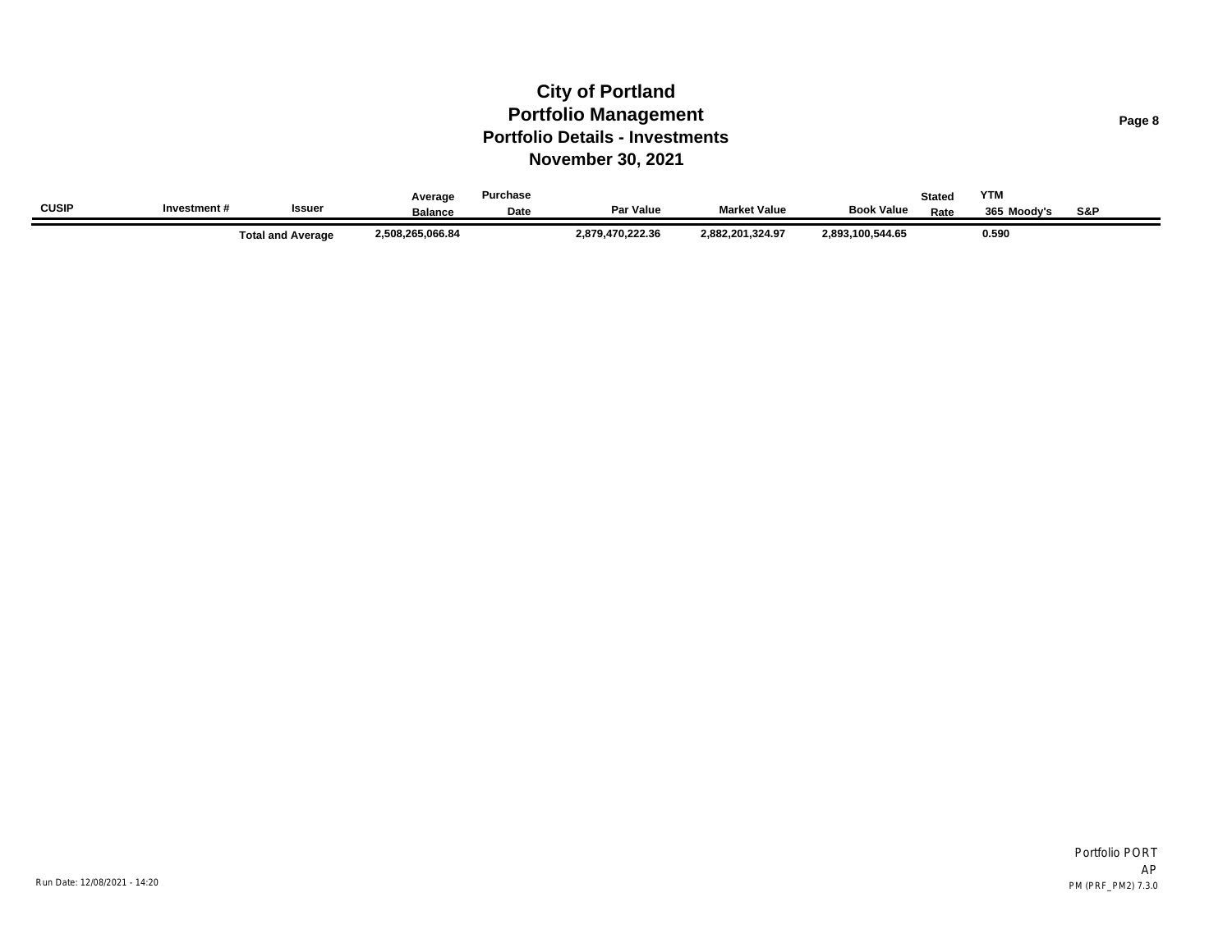# City of Portland
## Portfolio Management
### Portfolio Details - Investments
### November 30, 2021

| CUSIP | Investment # | Issuer | Average Balance | Purchase Date | Par Value | Market Value | Book Value | Stated Rate | YTM 365 | Moody's | S&P |
|---|---|---|---|---|---|---|---|---|---|---|---|
| | | Total and Average | 2,508,265,066.84 | | 2,879,470,222.36 | 2,882,201,324.97 | 2,893,100,544.65 | | 0.590 | | |

Run Date: 12/08/2021 - 14:20

Portfolio PORT
AP
PM (PRF_PM2) 7.3.0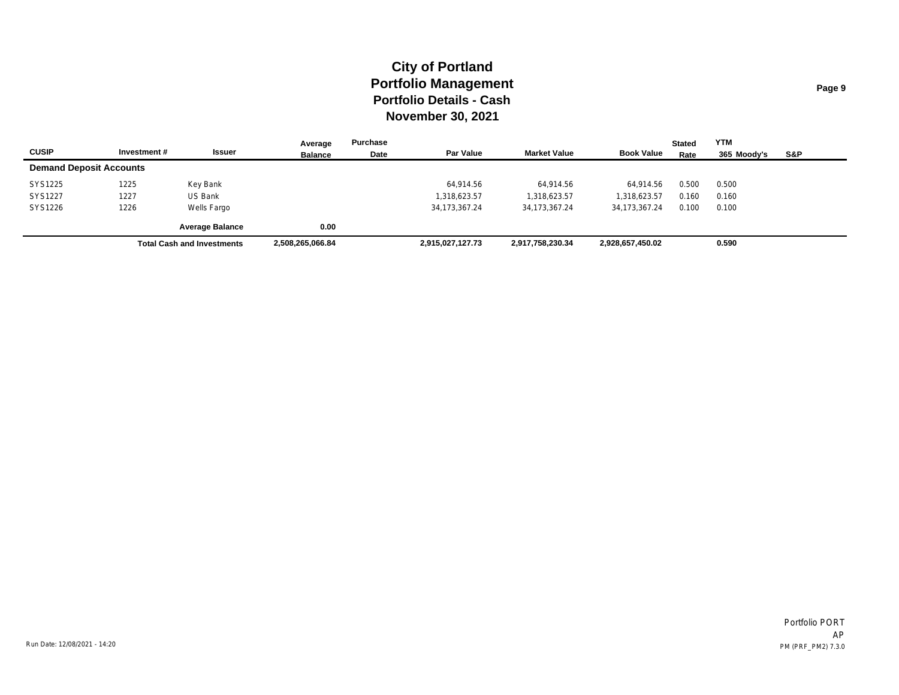# City of Portland
## Portfolio Management
### Portfolio Details - Cash
### November 30, 2021

| CUSIP | Investment # | Issuer | Average Balance | Purchase Date | Par Value | Market Value | Book Value | Stated Rate | YTM 365 | Moody's | S&P |
|---|---|---|---|---|---|---|---|---|---|---|---|
| **Demand Deposit Accounts** | | | | | | | | | | | |
| SYS1225 | 1225 | Key Bank | | | 64,914.56 | 64,914.56 | 64,914.56 | 0.500 | 0.500 | | |
| SYS1227 | 1227 | US Bank | | | 1,318,623.57 | 1,318,623.57 | 1,318,623.57 | 0.160 | 0.160 | | |
| SYS1226 | 1226 | Wells Fargo | | | 34,173,367.24 | 34,173,367.24 | 34,173,367.24 | 0.100 | 0.100 | | |
| | | **Average Balance** | **0.00** | | | | | | | | |
| | | **Total Cash and Investments** | **2,508,265,066.84** | | **2,915,027,127.73** | **2,917,758,230.34** | **2,928,657,450.02** | | **0.590** | | |

Run Date: 12/08/2021 - 14:20

Portfolio PORT
AP
PM (PRF_PM2) 7.3.0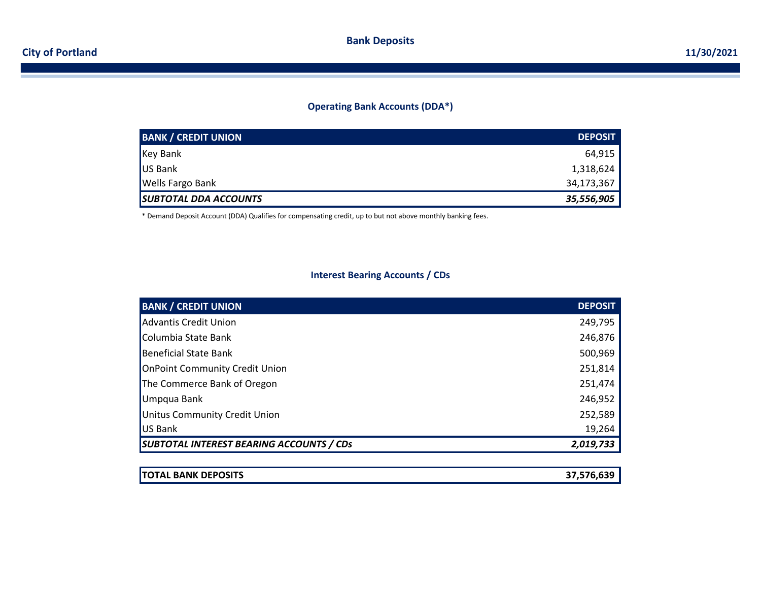City of Portland

# Bank Deposits

11/30/2021

## Operating Bank Accounts (DDA*)

| BANK / CREDIT UNION | DEPOSIT |
|---|---|
| Key Bank | 64,915 |
| US Bank | 1,318,624 |
| Wells Fargo Bank | 34,173,367 |
| ***SUBTOTAL DDA ACCOUNTS*** | ***35,556,905*** |

* Demand Deposit Account (DDA) Qualifies for compensating credit, up to but not above monthly banking fees.

## Interest Bearing Accounts / CDs

| BANK / CREDIT UNION | DEPOSIT |
|---|---|
| Advantis Credit Union | 249,795 |
| Columbia State Bank | 246,876 |
| Beneficial State Bank | 500,969 |
| OnPoint Community Credit Union | 251,814 |
| The Commerce Bank of Oregon | 251,474 |
| Umpqua Bank | 246,952 |
| Unitus Community Credit Union | 252,589 |
| US Bank | 19,264 |
| ***SUBTOTAL INTEREST BEARING ACCOUNTS / CDs*** | ***2,019,733*** |

| | |
|---|---|
| **TOTAL BANK DEPOSITS** | **37,576,639** |